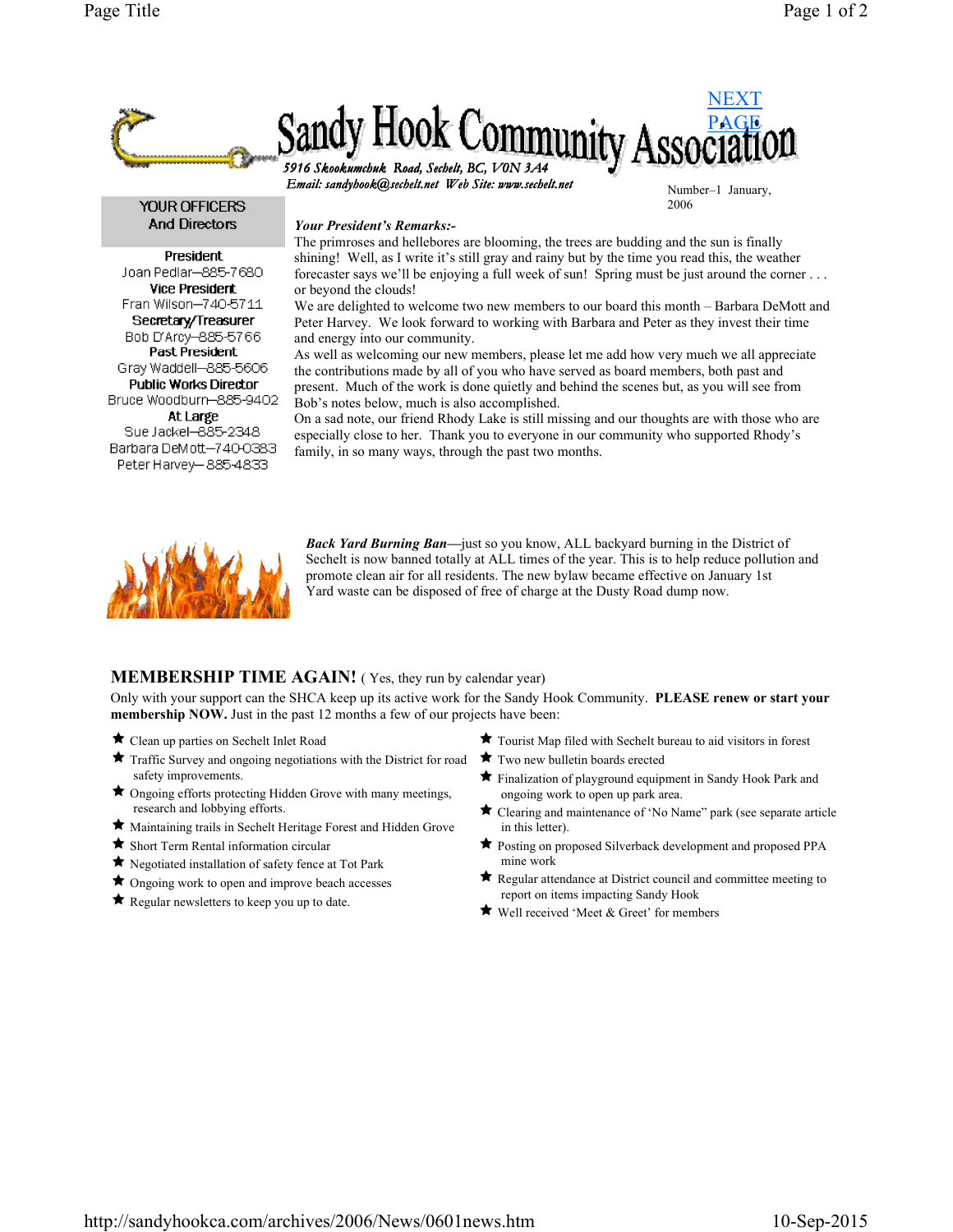NEXT PAGE

# Sandy Hook Community Association

*5916 Skookumchuk Road, Sechelt, BC, V0N 3A4*
*Email: sandyhook@sechelt.net Web Site: www.sechelt.net*

Number–1 January, 2006

**YOUR OFFICERS And Directors**

**President**
Joan Pedlar—885-7680
**Vice President**
Fran Wilson—740-5711
**Secretary/Treasurer**
Bob D'Arcy—885-5766
**Past President**
Gray Waddell—885-5606
**Public Works Director**
Bruce Woodburn—885-9402
**At Large**
Sue Jackel—885-2348
Barbara DeMott—740-0383
Peter Harvey—885-4833

***Your President's Remarks:-***

The primroses and hellebores are blooming, the trees are budding and the sun is finally shining! Well, as I write it's still gray and rainy but by the time you read this, the weather forecaster says we'll be enjoying a full week of sun! Spring must be just around the corner . . . or beyond the clouds!

We are delighted to welcome two new members to our board this month – Barbara DeMott and Peter Harvey. We look forward to working with Barbara and Peter as they invest their time and energy into our community.

As well as welcoming our new members, please let me add how very much we all appreciate the contributions made by all of you who have served as board members, both past and present. Much of the work is done quietly and behind the scenes but, as you will see from Bob's notes below, much is also accomplished.

On a sad note, our friend Rhody Lake is still missing and our thoughts are with those who are especially close to her. Thank you to everyone in our community who supported Rhody's family, in so many ways, through the past two months.

***Back Yard Burning Ban***—just so you know, ALL backyard burning in the District of Sechelt is now banned totally at ALL times of the year. This is to help reduce pollution and promote clean air for all residents. The new bylaw became effective on January 1st
Yard waste can be disposed of free of charge at the Dusty Road dump now.

## MEMBERSHIP TIME AGAIN! ( Yes, they run by calendar year)

Only with your support can the SHCA keep up its active work for the Sandy Hook Community. **PLEASE renew or start your membership NOW.** Just in the past 12 months a few of our projects have been:

- Clean up parties on Sechelt Inlet Road
- Traffic Survey and ongoing negotiations with the District for road safety improvements.
- Ongoing efforts protecting Hidden Grove with many meetings, research and lobbying efforts.
- Maintaining trails in Sechelt Heritage Forest and Hidden Grove
- Short Term Rental information circular
- Negotiated installation of safety fence at Tot Park
- Ongoing work to open and improve beach accesses
- Regular newsletters to keep you up to date.
- Tourist Map filed with Sechelt bureau to aid visitors in forest
- Two new bulletin boards erected
- Finalization of playground equipment in Sandy Hook Park and ongoing work to open up park area.
- Clearing and maintenance of 'No Name" park (see separate article in this letter).
- Posting on proposed Silverback development and proposed PPA mine work
- Regular attendance at District council and committee meeting to report on items impacting Sandy Hook
- Well received 'Meet & Greet' for members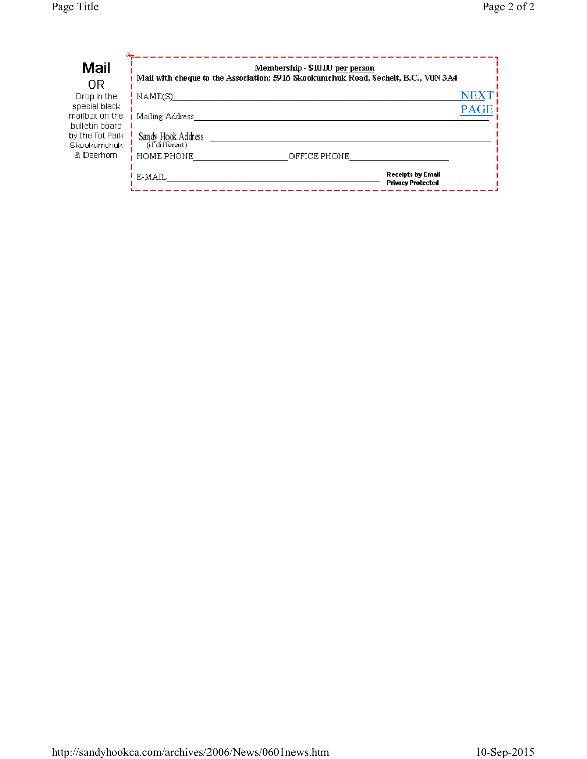**Mail**

OR

Drop in the special black mailbox on the bulletin board by the Tot Park Skookumchuk & Deerhorn

**Membership - $10.00 per person**

**Mail with cheque to the Association: 5916 Skookumchuk Road, Sechelt, B.C., V0N 3A4**

NAME(S)\_\_\_\_\_\_\_\_\_\_\_\_\_\_\_\_\_\_\_\_\_\_\_\_\_\_\_\_\_\_\_\_\_\_\_\_\_\_\_\_\_\_\_\_\_\_\_\_\_\_\_\_\_\_\_\_

NEXT PAGE

Mailing Address\_\_\_\_\_\_\_\_\_\_\_\_\_\_\_\_\_\_\_\_\_\_\_\_\_\_\_\_\_\_\_\_\_\_\_\_\_\_\_\_\_\_\_\_\_\_\_\_\_\_\_\_\_\_

Sandy Hook Address (if different) \_\_\_\_\_\_\_\_\_\_\_\_\_\_\_\_\_\_\_\_\_\_\_\_\_\_\_\_\_\_\_\_\_\_\_\_\_\_\_\_\_\_\_\_\_\_\_\_\_\_

HOME PHONE\_\_\_\_\_\_\_\_\_\_\_\_\_\_\_\_\_\_\_\_OFFICE PHONE\_\_\_\_\_\_\_\_\_\_\_\_\_\_\_\_\_\_\_\_

E-MAIL\_\_\_\_\_\_\_\_\_\_\_\_\_\_\_\_\_\_\_\_\_\_\_\_\_\_\_\_\_\_\_\_\_\_\_\_\_\_\_\_\_\_\_\_

**Receipts by Email**
**Privacy Protected**